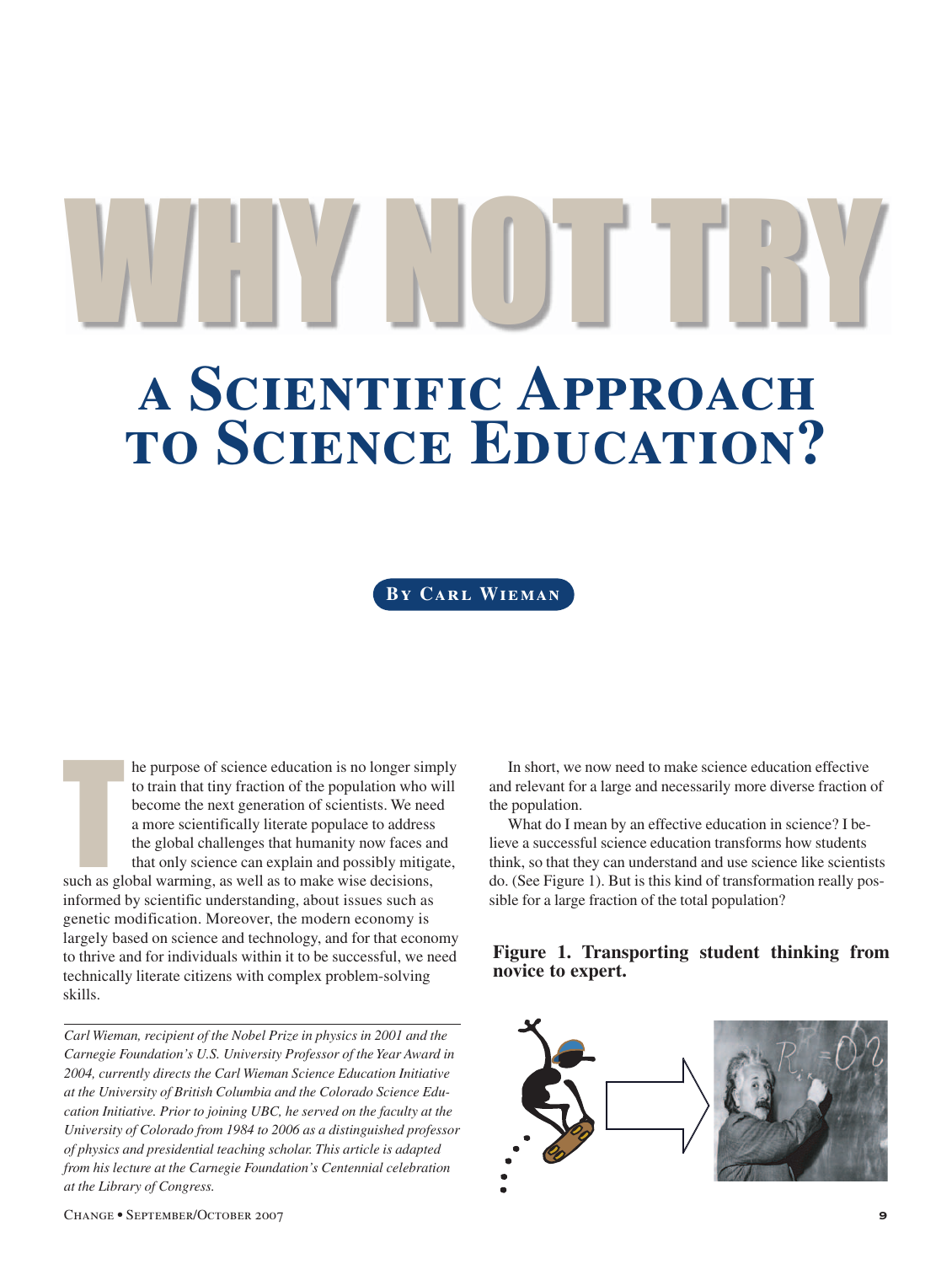# WHY NOT TRY

# A Scientific Approach to Science Education?

**By Carl Wieman**

The purpose of science education is no longer simply to train that tiny fraction of the population who will become the next generation of scientists. We need a more scientifically literate populace to address the global challenges that humanity now faces and that only science can explain and possibly mitigate, such as global warming, as well as to make wise decisions, informed by scientific understanding, about issues such as genetic modification. Moreover, the modern economy is largely based on science and technology, and for that economy to thrive and for individuals within it to be successful, we need technically literate citizens with complex problem-solving skills.

*Carl Wieman, recipient of the Nobel Prize in physics in 2001 and the Carnegie Foundation's U.S. University Professor of the Year Award in 2004, currently directs the Carl Wieman Science Education Initiative at the University of British Columbia and the Colorado Science Education Initiative. Prior to joining UBC, he served on the faculty at the University of Colorado from 1984 to 2006 as a distinguished professor of physics and presidential teaching scholar. This article is adapted from his lecture at the Carnegie Foundation's Centennial celebration at the Library of Congress.*

In short, we now need to make science education effective and relevant for a large and necessarily more diverse fraction of the population.

What do I mean by an effective education in science? I believe a successful science education transforms how students think, so that they can understand and use science like scientists do. (See Figure 1). But is this kind of transformation really possible for a large fraction of the total population?

**Figure 1. Transporting student thinking from novice to expert.**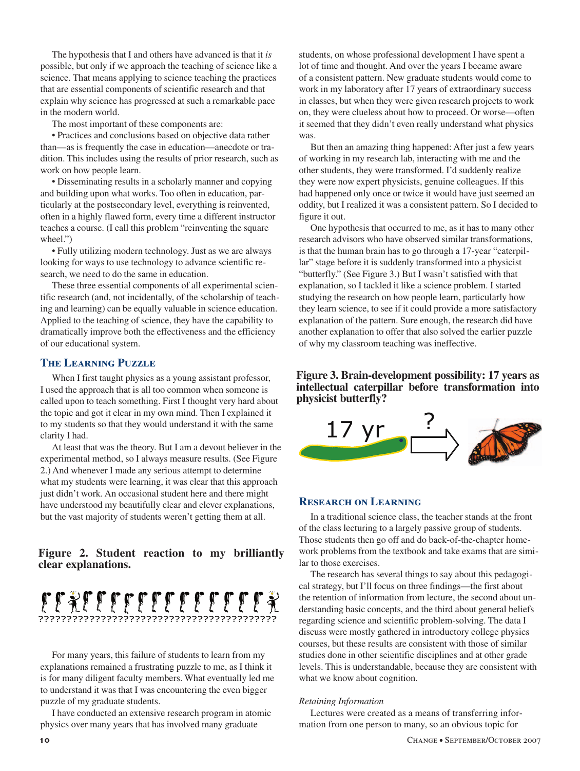The hypothesis that I and others have advanced is that it *is* possible, but only if we approach the teaching of science like a science. That means applying to science teaching the practices that are essential components of scientific research and that explain why science has progressed at such a remarkable pace in the modern world.

The most important of these components are:

- Practices and conclusions based on objective data rather than—as is frequently the case in education—anecdote or tradition. This includes using the results of prior research, such as work on how people learn.
- Disseminating results in a scholarly manner and copying and building upon what works. Too often in education, particularly at the postsecondary level, everything is reinvented, often in a highly flawed form, every time a different instructor teaches a course. (I call this problem "reinventing the square wheel.")
- Fully utilizing modern technology. Just as we are always looking for ways to use technology to advance scientific research, we need to do the same in education.

These three essential components of all experimental scientific research (and, not incidentally, of the scholarship of teaching and learning) can be equally valuable in science education. Applied to the teaching of science, they have the capability to dramatically improve both the effectiveness and the efficiency of our educational system.

## The Learning Puzzle

When I first taught physics as a young assistant professor, I used the approach that is all too common when someone is called upon to teach something. First I thought very hard about the topic and got it clear in my own mind. Then I explained it to my students so that they would understand it with the same clarity I had.

At least that was the theory. But I am a devout believer in the experimental method, so I always measure results. (See Figure 2.) And whenever I made any serious attempt to determine what my students were learning, it was clear that this approach just didn't work. An occasional student here and there might have understood my beautifully clear and clever explanations, but the vast majority of students weren't getting them at all.

**Figure 2. Student reaction to my brilliantly clear explanations.**

For many years, this failure of students to learn from my explanations remained a frustrating puzzle to me, as I think it is for many diligent faculty members. What eventually led me to understand it was that I was encountering the even bigger puzzle of my graduate students.

I have conducted an extensive research program in atomic physics over many years that has involved many graduate students, on whose professional development I have spent a lot of time and thought. And over the years I became aware of a consistent pattern. New graduate students would come to work in my laboratory after 17 years of extraordinary success in classes, but when they were given research projects to work on, they were clueless about how to proceed. Or worse—often it seemed that they didn't even really understand what physics was.

But then an amazing thing happened: After just a few years of working in my research lab, interacting with me and the other students, they were transformed. I'd suddenly realize they were now expert physicists, genuine colleagues. If this had happened only once or twice it would have just seemed an oddity, but I realized it was a consistent pattern. So I decided to figure it out.

One hypothesis that occurred to me, as it has to many other research advisors who have observed similar transformations, is that the human brain has to go through a 17-year "caterpillar" stage before it is suddenly transformed into a physicist "butterfly." (See Figure 3.) But I wasn't satisfied with that explanation, so I tackled it like a science problem. I started studying the research on how people learn, particularly how they learn science, to see if it could provide a more satisfactory explanation of the pattern. Sure enough, the research did have another explanation to offer that also solved the earlier puzzle of why my classroom teaching was ineffective.

**Figure 3. Brain-development possibility: 17 years as intellectual caterpillar before transformation into physicist butterfly?**

## Research on Learning

In a traditional science class, the teacher stands at the front of the class lecturing to a largely passive group of students. Those students then go off and do back-of-the-chapter homework problems from the textbook and take exams that are similar to those exercises.

The research has several things to say about this pedagogical strategy, but I'll focus on three findings—the first about the retention of information from lecture, the second about understanding basic concepts, and the third about general beliefs regarding science and scientific problem-solving. The data I discuss were mostly gathered in introductory college physics courses, but these results are consistent with those of similar studies done in other scientific disciplines and at other grade levels. This is understandable, because they are consistent with what we know about cognition.

### *Retaining Information*

Lectures were created as a means of transferring information from one person to many, so an obvious topic for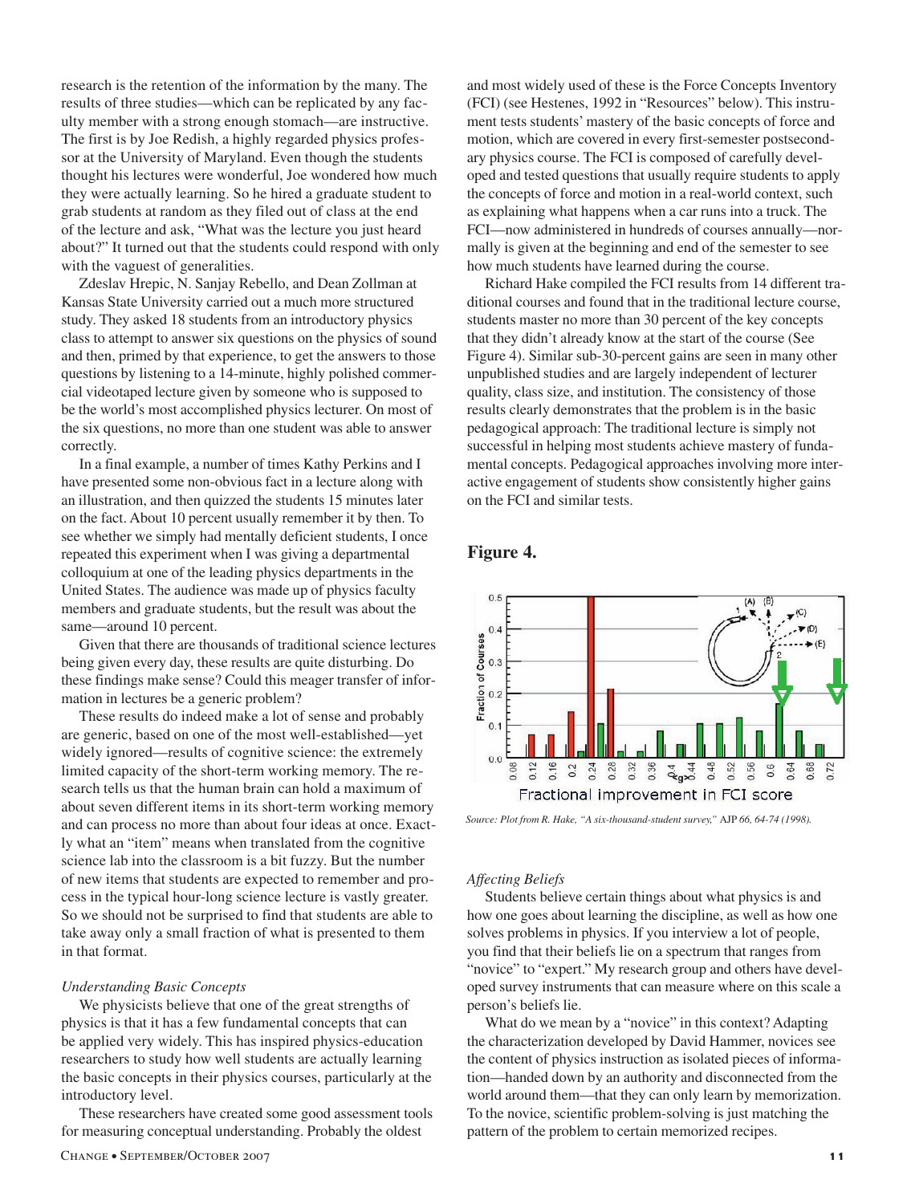research is the retention of the information by the many. The results of three studies—which can be replicated by any faculty member with a strong enough stomach—are instructive. The first is by Joe Redish, a highly regarded physics professor at the University of Maryland. Even though the students thought his lectures were wonderful, Joe wondered how much they were actually learning. So he hired a graduate student to grab students at random as they filed out of class at the end of the lecture and ask, "What was the lecture you just heard about?" It turned out that the students could respond with only with the vaguest of generalities.

Zdeslav Hrepic, N. Sanjay Rebello, and Dean Zollman at Kansas State University carried out a much more structured study. They asked 18 students from an introductory physics class to attempt to answer six questions on the physics of sound and then, primed by that experience, to get the answers to those questions by listening to a 14-minute, highly polished commercial videotaped lecture given by someone who is supposed to be the world's most accomplished physics lecturer. On most of the six questions, no more than one student was able to answer correctly.

In a final example, a number of times Kathy Perkins and I have presented some non-obvious fact in a lecture along with an illustration, and then quizzed the students 15 minutes later on the fact. About 10 percent usually remember it by then. To see whether we simply had mentally deficient students, I once repeated this experiment when I was giving a departmental colloquium at one of the leading physics departments in the United States. The audience was made up of physics faculty members and graduate students, but the result was about the same—around 10 percent.

Given that there are thousands of traditional science lectures being given every day, these results are quite disturbing. Do these findings make sense? Could this meager transfer of information in lectures be a generic problem?

These results do indeed make a lot of sense and probably are generic, based on one of the most well-established—yet widely ignored—results of cognitive science: the extremely limited capacity of the short-term working memory. The research tells us that the human brain can hold a maximum of about seven different items in its short-term working memory and can process no more than about four ideas at once. Exactly what an "item" means when translated from the cognitive science lab into the classroom is a bit fuzzy. But the number of new items that students are expected to remember and process in the typical hour-long science lecture is vastly greater. So we should not be surprised to find that students are able to take away only a small fraction of what is presented to them in that format.

*Understanding Basic Concepts*

We physicists believe that one of the great strengths of physics is that it has a few fundamental concepts that can be applied very widely. This has inspired physics-education researchers to study how well students are actually learning the basic concepts in their physics courses, particularly at the introductory level.

These researchers have created some good assessment tools for measuring conceptual understanding. Probably the oldest and most widely used of these is the Force Concepts Inventory (FCI) (see Hestenes, 1992 in "Resources" below). This instrument tests students' mastery of the basic concepts of force and motion, which are covered in every first-semester postsecondary physics course. The FCI is composed of carefully developed and tested questions that usually require students to apply the concepts of force and motion in a real-world context, such as explaining what happens when a car runs into a truck. The FCI—now administered in hundreds of courses annually—normally is given at the beginning and end of the semester to see how much students have learned during the course.

Richard Hake compiled the FCI results from 14 different traditional courses and found that in the traditional lecture course, students master no more than 30 percent of the key concepts that they didn't already know at the start of the course (See Figure 4). Similar sub-30-percent gains are seen in many other unpublished studies and are largely independent of lecturer quality, class size, and institution. The consistency of those results clearly demonstrates that the problem is in the basic pedagogical approach: The traditional lecture is simply not successful in helping most students achieve mastery of fundamental concepts. Pedagogical approaches involving more interactive engagement of students show consistently higher gains on the FCI and similar tests.

## Figure 4.

*Source: Plot from R. Hake, "A six-thousand-student survey,"* AJP *66, 64-74 (1998).*

*Affecting Beliefs*

Students believe certain things about what physics is and how one goes about learning the discipline, as well as how one solves problems in physics. If you interview a lot of people, you find that their beliefs lie on a spectrum that ranges from "novice" to "expert." My research group and others have developed survey instruments that can measure where on this scale a person's beliefs lie.

What do we mean by a "novice" in this context? Adapting the characterization developed by David Hammer, novices see the content of physics instruction as isolated pieces of information—handed down by an authority and disconnected from the world around them—that they can only learn by memorization. To the novice, scientific problem-solving is just matching the pattern of the problem to certain memorized recipes.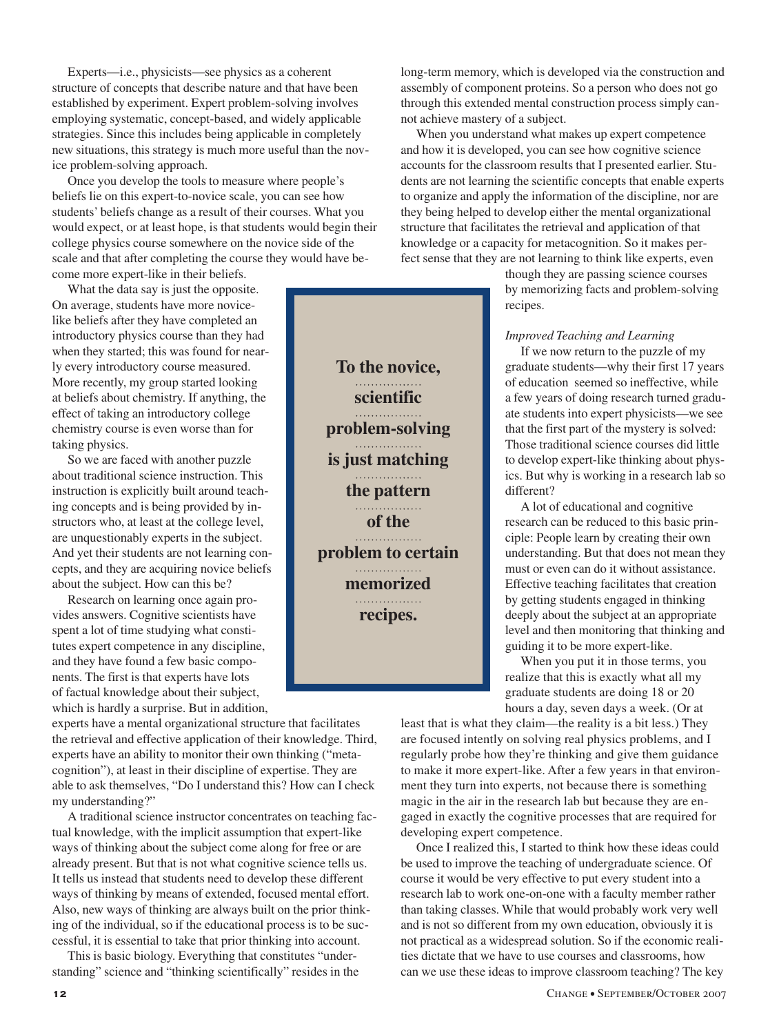Experts—i.e., physicists—see physics as a coherent structure of concepts that describe nature and that have been established by experiment. Expert problem-solving involves employing systematic, concept-based, and widely applicable strategies. Since this includes being applicable in completely new situations, this strategy is much more useful than the novice problem-solving approach.

Once you develop the tools to measure where people's beliefs lie on this expert-to-novice scale, you can see how students' beliefs change as a result of their courses. What you would expect, or at least hope, is that students would begin their college physics course somewhere on the novice side of the scale and that after completing the course they would have become more expert-like in their beliefs.

What the data say is just the opposite. On average, students have more novice-like beliefs after they have completed an introductory physics course than they had when they started; this was found for nearly every introductory course measured. More recently, my group started looking at beliefs about chemistry. If anything, the effect of taking an introductory college chemistry course is even worse than for taking physics.

So we are faced with another puzzle about traditional science instruction. This instruction is explicitly built around teaching concepts and is being provided by instructors who, at least at the college level, are unquestionably experts in the subject. And yet their students are not learning concepts, and they are acquiring novice beliefs about the subject. How can this be?

Research on learning once again provides answers. Cognitive scientists have spent a lot of time studying what constitutes expert competence in any discipline, and they have found a few basic components. The first is that experts have lots of factual knowledge about their subject, which is hardly a surprise. But in addition, experts have a mental organizational structure that facilitates the retrieval and effective application of their knowledge. Third, experts have an ability to monitor their own thinking ("metacognition"), at least in their discipline of expertise. They are able to ask themselves, "Do I understand this? How can I check my understanding?"

A traditional science instructor concentrates on teaching factual knowledge, with the implicit assumption that expert-like ways of thinking about the subject come along for free or are already present. But that is not what cognitive science tells us. It tells us instead that students need to develop these different ways of thinking by means of extended, focused mental effort. Also, new ways of thinking are always built on the prior thinking of the individual, so if the educational process is to be successful, it is essential to take that prior thinking into account.

This is basic biology. Everything that constitutes "understanding" science and "thinking scientifically" resides in the long-term memory, which is developed via the construction and assembly of component proteins. So a person who does not go through this extended mental construction process simply cannot achieve mastery of a subject.

When you understand what makes up expert competence and how it is developed, you can see how cognitive science accounts for the classroom results that I presented earlier. Students are not learning the scientific concepts that enable experts to organize and apply the information of the discipline, nor are they being helped to develop either the mental organizational structure that facilitates the retrieval and application of that knowledge or a capacity for metacognition. So it makes perfect sense that they are not learning to think like experts, even though they are passing science courses by memorizing facts and problem-solving recipes.

> **To the novice, scientific problem-solving is just matching the pattern of the problem to certain memorized recipes.**

*Improved Teaching and Learning*

If we now return to the puzzle of my graduate students—why their first 17 years of education seemed so ineffective, while a few years of doing research turned graduate students into expert physicists—we see that the first part of the mystery is solved: Those traditional science courses did little to develop expert-like thinking about physics. But why is working in a research lab so different?

A lot of educational and cognitive research can be reduced to this basic principle: People learn by creating their own understanding. But that does not mean they must or even can do it without assistance. Effective teaching facilitates that creation by getting students engaged in thinking deeply about the subject at an appropriate level and then monitoring that thinking and guiding it to be more expert-like.

When you put it in those terms, you realize that this is exactly what all my graduate students are doing 18 or 20 hours a day, seven days a week. (Or at least that is what they claim—the reality is a bit less.) They are focused intently on solving real physics problems, and I regularly probe how they're thinking and give them guidance to make it more expert-like. After a few years in that environment they turn into experts, not because there is something magic in the air in the research lab but because they are engaged in exactly the cognitive processes that are required for developing expert competence.

Once I realized this, I started to think how these ideas could be used to improve the teaching of undergraduate science. Of course it would be very effective to put every student into a research lab to work one-on-one with a faculty member rather than taking classes. While that would probably work very well and is not so different from my own education, obviously it is not practical as a widespread solution. So if the economic realities dictate that we have to use courses and classrooms, how can we use these ideas to improve classroom teaching? The key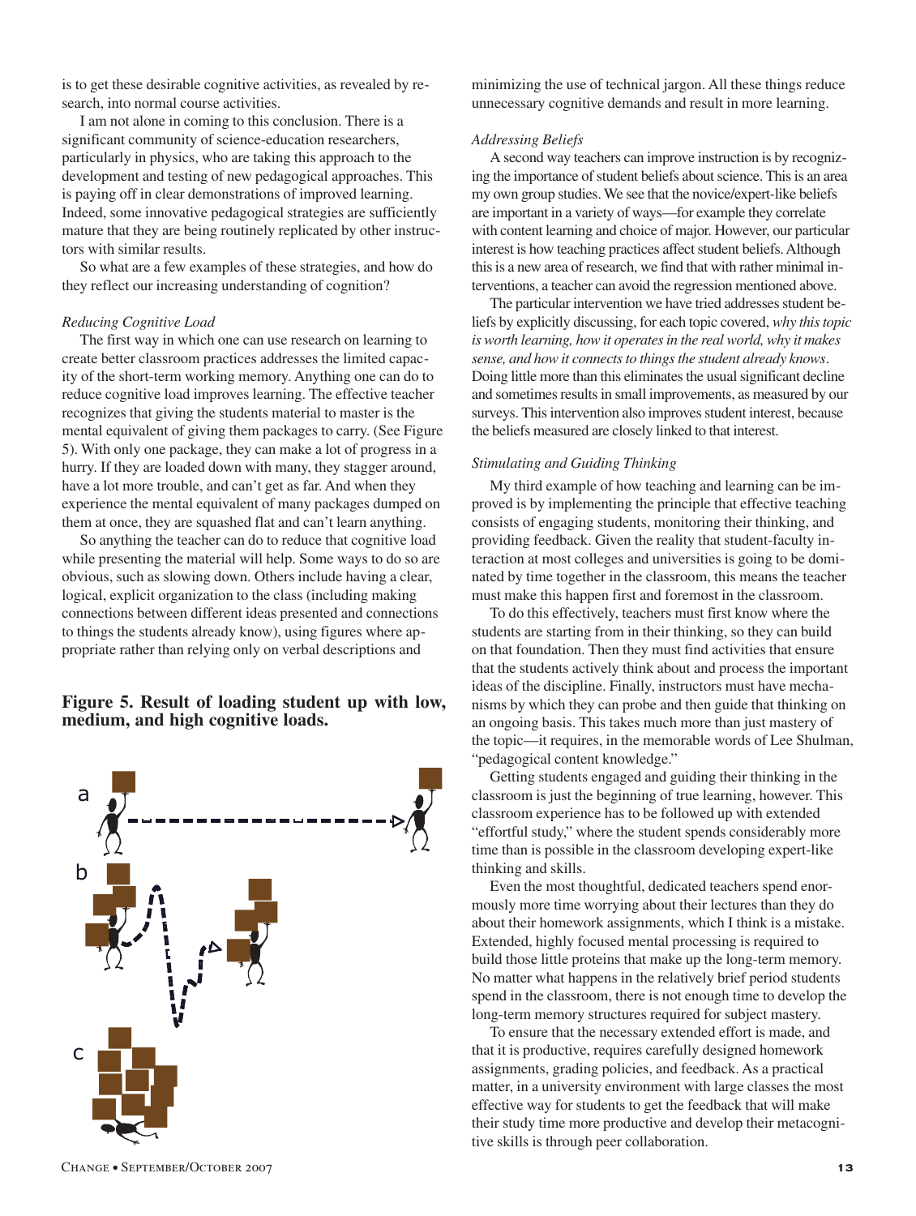is to get these desirable cognitive activities, as revealed by research, into normal course activities.

I am not alone in coming to this conclusion. There is a significant community of science-education researchers, particularly in physics, who are taking this approach to the development and testing of new pedagogical approaches. This is paying off in clear demonstrations of improved learning. Indeed, some innovative pedagogical strategies are sufficiently mature that they are being routinely replicated by other instructors with similar results.

So what are a few examples of these strategies, and how do they reflect our increasing understanding of cognition?

*Reducing Cognitive Load*

The first way in which one can use research on learning to create better classroom practices addresses the limited capacity of the short-term working memory. Anything one can do to reduce cognitive load improves learning. The effective teacher recognizes that giving the students material to master is the mental equivalent of giving them packages to carry. (See Figure 5). With only one package, they can make a lot of progress in a hurry. If they are loaded down with many, they stagger around, have a lot more trouble, and can't get as far. And when they experience the mental equivalent of many packages dumped on them at once, they are squashed flat and can't learn anything.

So anything the teacher can do to reduce that cognitive load while presenting the material will help. Some ways to do so are obvious, such as slowing down. Others include having a clear, logical, explicit organization to the class (including making connections between different ideas presented and connections to things the students already know), using figures where appropriate rather than relying only on verbal descriptions and minimizing the use of technical jargon. All these things reduce unnecessary cognitive demands and result in more learning.

**Figure 5. Result of loading student up with low, medium, and high cognitive loads.**

*Addressing Beliefs*

A second way teachers can improve instruction is by recognizing the importance of student beliefs about science. This is an area my own group studies. We see that the novice/expert-like beliefs are important in a variety of ways—for example they correlate with content learning and choice of major. However, our particular interest is how teaching practices affect student beliefs. Although this is a new area of research, we find that with rather minimal interventions, a teacher can avoid the regression mentioned above.

The particular intervention we have tried addresses student beliefs by explicitly discussing, for each topic covered, *why this topic is worth learning, how it operates in the real world, why it makes sense, and how it connects to things the student already knows*. Doing little more than this eliminates the usual significant decline and sometimes results in small improvements, as measured by our surveys. This intervention also improves student interest, because the beliefs measured are closely linked to that interest.

*Stimulating and Guiding Thinking*

My third example of how teaching and learning can be improved is by implementing the principle that effective teaching consists of engaging students, monitoring their thinking, and providing feedback. Given the reality that student-faculty interaction at most colleges and universities is going to be dominated by time together in the classroom, this means the teacher must make this happen first and foremost in the classroom.

To do this effectively, teachers must first know where the students are starting from in their thinking, so they can build on that foundation. Then they must find activities that ensure that the students actively think about and process the important ideas of the discipline. Finally, instructors must have mechanisms by which they can probe and then guide that thinking on an ongoing basis. This takes much more than just mastery of the topic—it requires, in the memorable words of Lee Shulman, "pedagogical content knowledge."

Getting students engaged and guiding their thinking in the classroom is just the beginning of true learning, however. This classroom experience has to be followed up with extended "effortful study," where the student spends considerably more time than is possible in the classroom developing expert-like thinking and skills.

Even the most thoughtful, dedicated teachers spend enormously more time worrying about their lectures than they do about their homework assignments, which I think is a mistake. Extended, highly focused mental processing is required to build those little proteins that make up the long-term memory. No matter what happens in the relatively brief period students spend in the classroom, there is not enough time to develop the long-term memory structures required for subject mastery.

To ensure that the necessary extended effort is made, and that it is productive, requires carefully designed homework assignments, grading policies, and feedback. As a practical matter, in a university environment with large classes the most effective way for students to get the feedback that will make their study time more productive and develop their metacognitive skills is through peer collaboration.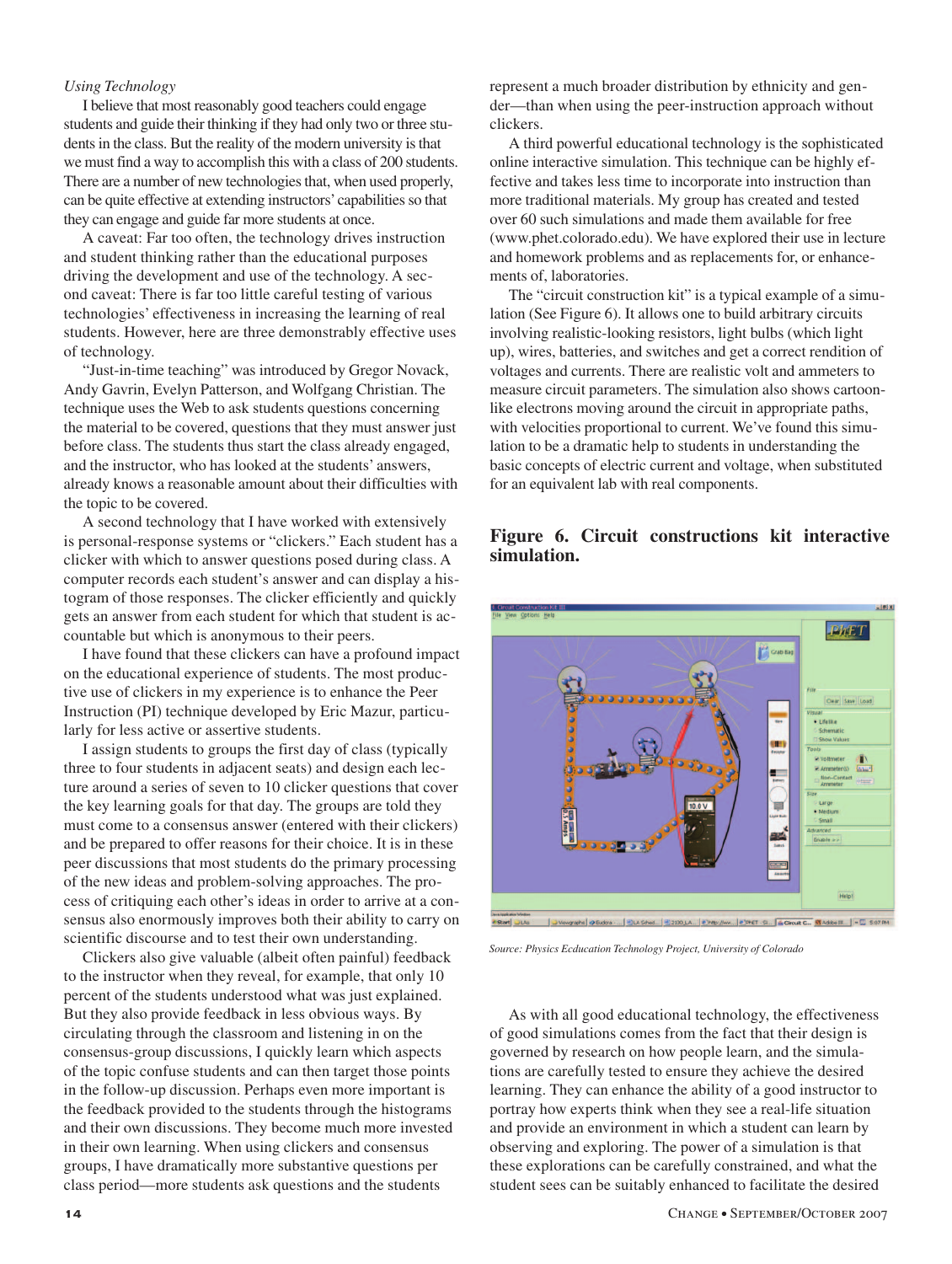*Using Technology*

I believe that most reasonably good teachers could engage students and guide their thinking if they had only two or three students in the class. But the reality of the modern university is that we must find a way to accomplish this with a class of 200 students. There are a number of new technologies that, when used properly, can be quite effective at extending instructors' capabilities so that they can engage and guide far more students at once.

A caveat: Far too often, the technology drives instruction and student thinking rather than the educational purposes driving the development and use of the technology. A second caveat: There is far too little careful testing of various technologies' effectiveness in increasing the learning of real students. However, here are three demonstrably effective uses of technology.

"Just-in-time teaching" was introduced by Gregor Novack, Andy Gavrin, Evelyn Patterson, and Wolfgang Christian. The technique uses the Web to ask students questions concerning the material to be covered, questions that they must answer just before class. The students thus start the class already engaged, and the instructor, who has looked at the students' answers, already knows a reasonable amount about their difficulties with the topic to be covered.

A second technology that I have worked with extensively is personal-response systems or "clickers." Each student has a clicker with which to answer questions posed during class. A computer records each student's answer and can display a histogram of those responses. The clicker efficiently and quickly gets an answer from each student for which that student is accountable but which is anonymous to their peers.

I have found that these clickers can have a profound impact on the educational experience of students. The most productive use of clickers in my experience is to enhance the Peer Instruction (PI) technique developed by Eric Mazur, particularly for less active or assertive students.

I assign students to groups the first day of class (typically three to four students in adjacent seats) and design each lecture around a series of seven to 10 clicker questions that cover the key learning goals for that day. The groups are told they must come to a consensus answer (entered with their clickers) and be prepared to offer reasons for their choice. It is in these peer discussions that most students do the primary processing of the new ideas and problem-solving approaches. The process of critiquing each other's ideas in order to arrive at a consensus also enormously improves both their ability to carry on scientific discourse and to test their own understanding.

Clickers also give valuable (albeit often painful) feedback to the instructor when they reveal, for example, that only 10 percent of the students understood what was just explained. But they also provide feedback in less obvious ways. By circulating through the classroom and listening in on the consensus-group discussions, I quickly learn which aspects of the topic confuse students and can then target those points in the follow-up discussion. Perhaps even more important is the feedback provided to the students through the histograms and their own discussions. They become much more invested in their own learning. When using clickers and consensus groups, I have dramatically more substantive questions per class period—more students ask questions and the students represent a much broader distribution by ethnicity and gender—than when using the peer-instruction approach without clickers.

A third powerful educational technology is the sophisticated online interactive simulation. This technique can be highly effective and takes less time to incorporate into instruction than more traditional materials. My group has created and tested over 60 such simulations and made them available for free (www.phet.colorado.edu). We have explored their use in lecture and homework problems and as replacements for, or enhancements of, laboratories.

The "circuit construction kit" is a typical example of a simulation (See Figure 6). It allows one to build arbitrary circuits involving realistic-looking resistors, light bulbs (which light up), wires, batteries, and switches and get a correct rendition of voltages and currents. There are realistic volt and ammeters to measure circuit parameters. The simulation also shows cartoon-like electrons moving around the circuit in appropriate paths, with velocities proportional to current. We've found this simulation to be a dramatic help to students in understanding the basic concepts of electric current and voltage, when substituted for an equivalent lab with real components.

**Figure 6. Circuit constructions kit interactive simulation.**

*Source: Physics Ecducation Technology Project, University of Colorado*

As with all good educational technology, the effectiveness of good simulations comes from the fact that their design is governed by research on how people learn, and the simulations are carefully tested to ensure they achieve the desired learning. They can enhance the ability of a good instructor to portray how experts think when they see a real-life situation and provide an environment in which a student can learn by observing and exploring. The power of a simulation is that these explorations can be carefully constrained, and what the student sees can be suitably enhanced to facilitate the desired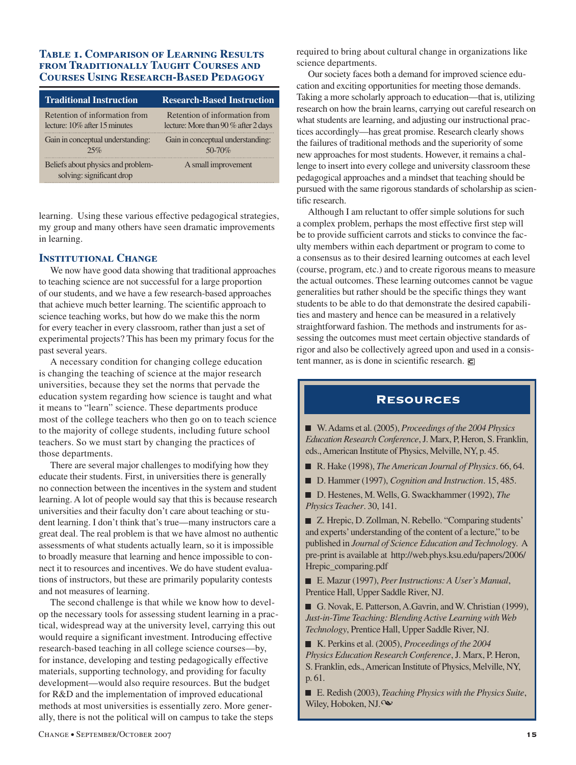### Table 1. Comparison of Learning Results from Traditionally Taught Courses and Courses Using Research-Based Pedagogy

| Traditional Instruction | Research-Based Instruction |
|---|---|
| Retention of information from lecture: 10% after 15 minutes | Retention of information from lecture: More than 90 % after 2 days |
| Gain in conceptual understanding: 25% | Gain in conceptual understanding: 50-70% |
| Beliefs about physics and problem-solving: significant drop | A small improvement |

learning. Using these various effective pedagogical strategies, my group and many others have seen dramatic improvements in learning.

## Institutional Change

We now have good data showing that traditional approaches to teaching science are not successful for a large proportion of our students, and we have a few research-based approaches that achieve much better learning. The scientific approach to science teaching works, but how do we make this the norm for every teacher in every classroom, rather than just a set of experimental projects? This has been my primary focus for the past several years.

A necessary condition for changing college education is changing the teaching of science at the major research universities, because they set the norms that pervade the education system regarding how science is taught and what it means to "learn" science. These departments produce most of the college teachers who then go on to teach science to the majority of college students, including future school teachers. So we must start by changing the practices of those departments.

There are several major challenges to modifying how they educate their students. First, in universities there is generally no connection between the incentives in the system and student learning. A lot of people would say that this is because research universities and their faculty don't care about teaching or student learning. I don't think that's true—many instructors care a great deal. The real problem is that we have almost no authentic assessments of what students actually learn, so it is impossible to broadly measure that learning and hence impossible to connect it to resources and incentives. We do have student evaluations of instructors, but these are primarily popularity contests and not measures of learning.

The second challenge is that while we know how to develop the necessary tools for assessing student learning in a practical, widespread way at the university level, carrying this out would require a significant investment. Introducing effective research-based teaching in all college science courses—by, for instance, developing and testing pedagogically effective materials, supporting technology, and providing for faculty development—would also require resources. But the budget for R&D and the implementation of improved educational methods at most universities is essentially zero. More generally, there is not the political will on campus to take the steps required to bring about cultural change in organizations like science departments.

Our society faces both a demand for improved science education and exciting opportunities for meeting those demands. Taking a more scholarly approach to education—that is, utilizing research on how the brain learns, carrying out careful research on what students are learning, and adjusting our instructional practices accordingly—has great promise. Research clearly shows the failures of traditional methods and the superiority of some new approaches for most students. However, it remains a challenge to insert into every college and university classroom these pedagogical approaches and a mindset that teaching should be pursued with the same rigorous standards of scholarship as scientific research.

Although I am reluctant to offer simple solutions for such a complex problem, perhaps the most effective first step will be to provide sufficient carrots and sticks to convince the faculty members within each department or program to come to a consensus as to their desired learning outcomes at each level (course, program, etc.) and to create rigorous means to measure the actual outcomes. These learning outcomes cannot be vague generalities but rather should be the specific things they want students to be able to do that demonstrate the desired capabilities and mastery and hence can be measured in a relatively straightforward fashion. The methods and instruments for assessing the outcomes must meet certain objective standards of rigor and also be collectively agreed upon and used in a consistent manner, as is done in scientific research.

## Resources

- W. Adams et al. (2005), *Proceedings of the 2004 Physics Education Research Conference*, J. Marx, P, Heron, S. Franklin, eds., American Institute of Physics, Melville, NY, p. 45.
- R. Hake (1998), *The American Journal of Physics*. 66, 64.
- D. Hammer (1997), *Cognition and Instruction*. 15, 485.
- D. Hestenes, M. Wells, G. Swackhammer (1992), *The Physics Teacher*. 30, 141.
- Z. Hrepic, D. Zollman, N. Rebello. "Comparing students' and experts' understanding of the content of a lecture," to be published in *Journal of Science Education and Technology*. A pre-print is available at http://web.phys.ksu.edu/papers/2006/Hrepic_comparing.pdf
- E. Mazur (1997), *Peer Instructions: A User's Manual*, Prentice Hall, Upper Saddle River, NJ.
- G. Novak, E. Patterson, A.Gavrin, and W. Christian (1999), *Just-in-Time Teaching: Blending Active Learning with Web Technology*, Prentice Hall, Upper Saddle River, NJ.
- K. Perkins et al. (2005), *Proceedings of the 2004 Physics Education Research Conference*, J. Marx, P. Heron, S. Franklin, eds., American Institute of Physics, Melville, NY, p. 61.
- E. Redish (2003), *Teaching Physics with the Physics Suite*, Wiley, Hoboken, NJ.